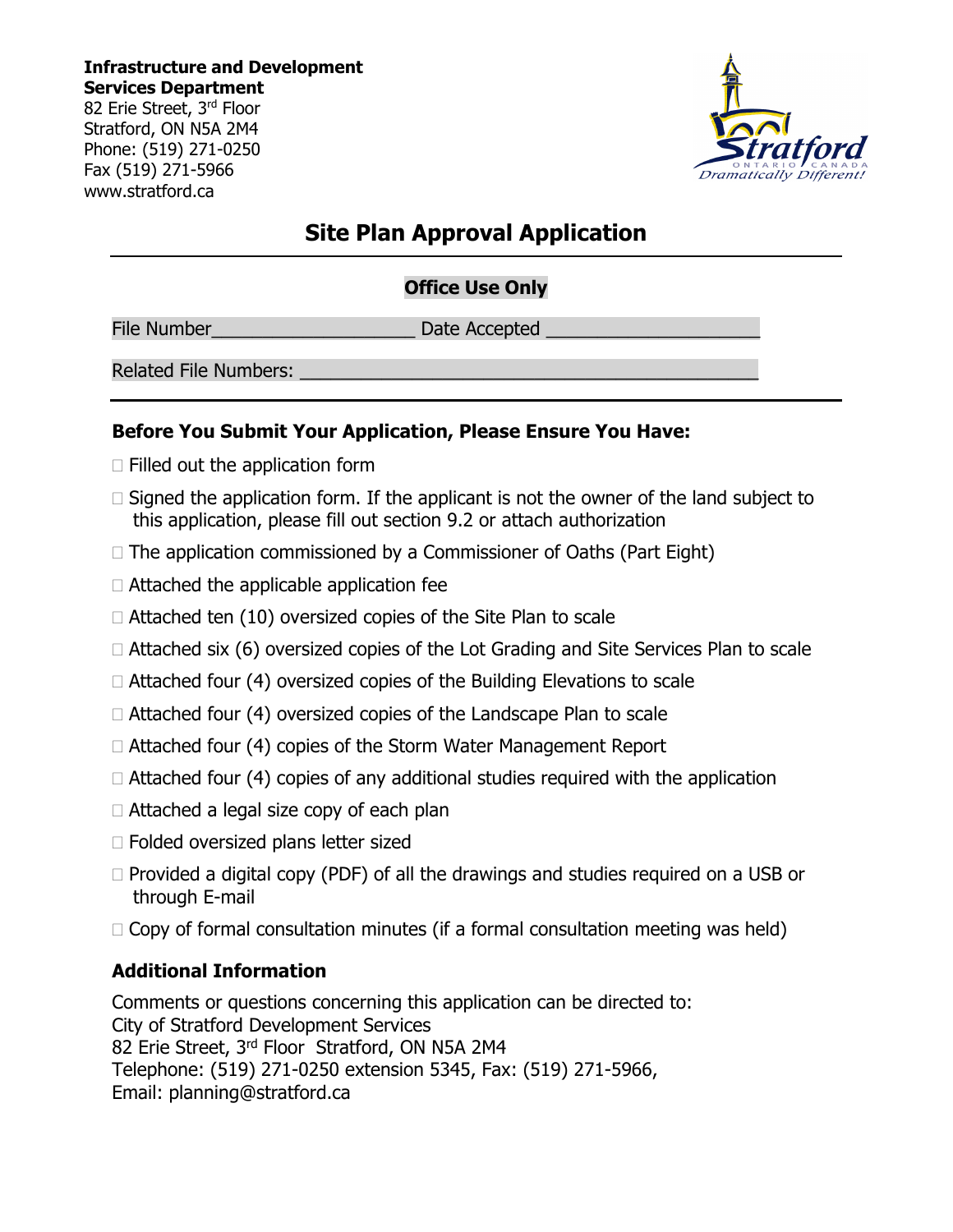**Infrastructure and Development Services Department**
82 Erie Street, 3rd Floor
Stratford, ON N5A 2M4
Phone: (519) 271-0250
Fax (519) 271-5966
www.stratford.ca

# Site Plan Approval Application

**Office Use Only**

File Number____________________ Date Accepted _____________________

Related File Numbers: ____________________________________________

### Before You Submit Your Application, Please Ensure You Have:

- ☐ Filled out the application form
- ☐ Signed the application form. If the applicant is not the owner of the land subject to this application, please fill out section 9.2 or attach authorization
- ☐ The application commissioned by a Commissioner of Oaths (Part Eight)
- ☐ Attached the applicable application fee
- ☐ Attached ten (10) oversized copies of the Site Plan to scale
- ☐ Attached six (6) oversized copies of the Lot Grading and Site Services Plan to scale
- ☐ Attached four (4) oversized copies of the Building Elevations to scale
- ☐ Attached four (4) oversized copies of the Landscape Plan to scale
- ☐ Attached four (4) copies of the Storm Water Management Report
- ☐ Attached four (4) copies of any additional studies required with the application
- ☐ Attached a legal size copy of each plan
- ☐ Folded oversized plans letter sized
- ☐ Provided a digital copy (PDF) of all the drawings and studies required on a USB or through E-mail
- ☐ Copy of formal consultation minutes (if a formal consultation meeting was held)

### Additional Information

Comments or questions concerning this application can be directed to:
City of Stratford Development Services
82 Erie Street, 3rd Floor Stratford, ON N5A 2M4
Telephone: (519) 271-0250 extension 5345, Fax: (519) 271-5966,
Email: planning@stratford.ca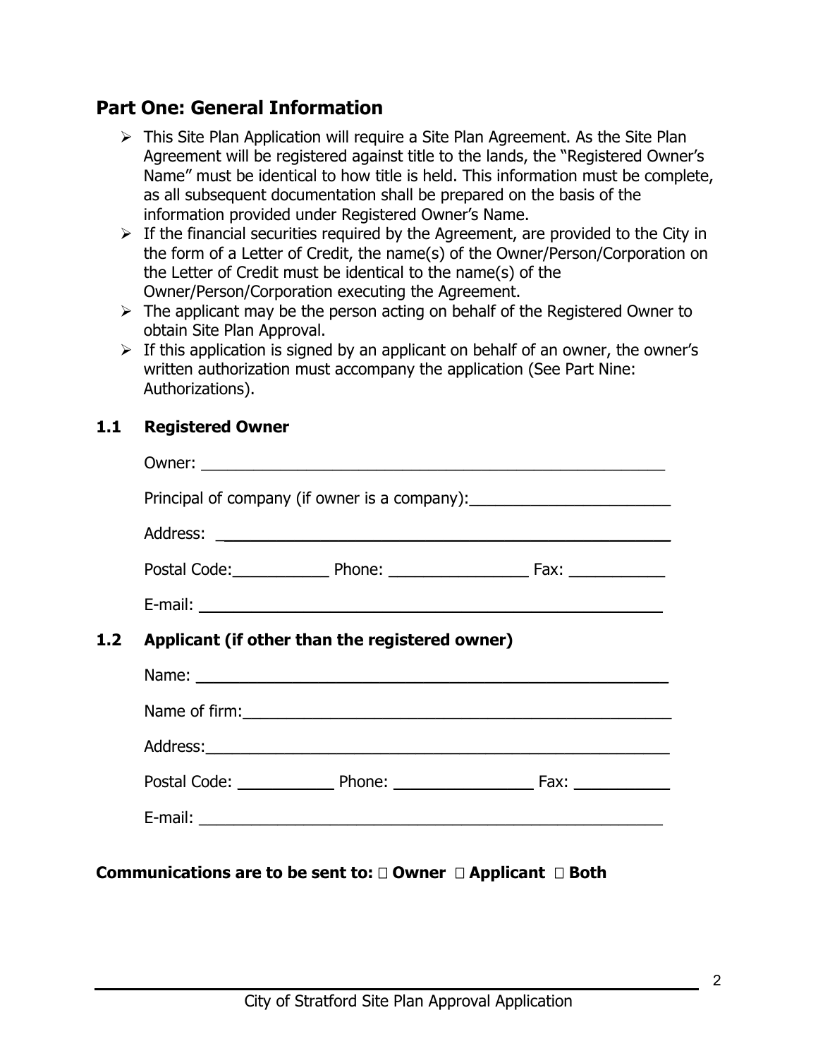## Part One: General Information

- This Site Plan Application will require a Site Plan Agreement. As the Site Plan Agreement will be registered against title to the lands, the "Registered Owner's Name" must be identical to how title is held. This information must be complete, as all subsequent documentation shall be prepared on the basis of the information provided under Registered Owner's Name.
- If the financial securities required by the Agreement, are provided to the City in the form of a Letter of Credit, the name(s) of the Owner/Person/Corporation on the Letter of Credit must be identical to the name(s) of the Owner/Person/Corporation executing the Agreement.
- The applicant may be the person acting on behalf of the Registered Owner to obtain Site Plan Approval.
- If this application is signed by an applicant on behalf of an owner, the owner's written authorization must accompany the application (See Part Nine: Authorizations).

### 1.1 Registered Owner

Owner: ______________________________________________________

Principal of company (if owner is a company):_______________________

Address: ____________________________________________________

Postal Code:___________ Phone: ________________ Fax: ___________

E-mail: _____________________________________________________

### 1.2 Applicant (if other than the registered owner)

Name: ______________________________________________________

Name of firm:_________________________________________________

Address:_____________________________________________________

Postal Code: ___________ Phone: ________________ Fax: ___________

E-mail: _____________________________________________________

**Communications are to be sent to: ☐ Owner ☐ Applicant ☐ Both**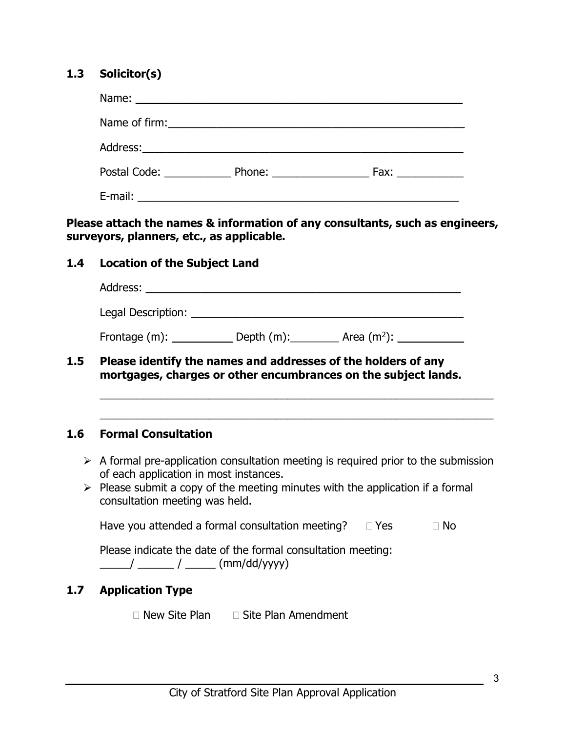## 1.3 Solicitor(s)

Name: ____________________________________________________

Name of firm:______________________________________________

Address:___________________________________________________

Postal Code: ___________ Phone: ________________ Fax: ___________

E-mail: ____________________________________________________

**Please attach the names & information of any consultants, such as engineers, surveyors, planners, etc., as applicable.**

## 1.4 Location of the Subject Land

Address: __________________________________________________

Legal Description: ___________________________________________

Frontage (m): __________ Depth (m):________ Area ($m^2$): ___________

## 1.5 Please identify the names and addresses of the holders of any mortgages, charges or other encumbrances on the subject lands.

_______________________________________________________________

_______________________________________________________________

## 1.6 Formal Consultation

- A formal pre-application consultation meeting is required prior to the submission of each application in most instances.
- Please submit a copy of the meeting minutes with the application if a formal consultation meeting was held.

Have you attended a formal consultation meeting? ☐ Yes ☐ No

Please indicate the date of the formal consultation meeting:
_____/ ______ / _____ (mm/dd/yyyy)

## 1.7 Application Type

☐ New Site Plan ☐ Site Plan Amendment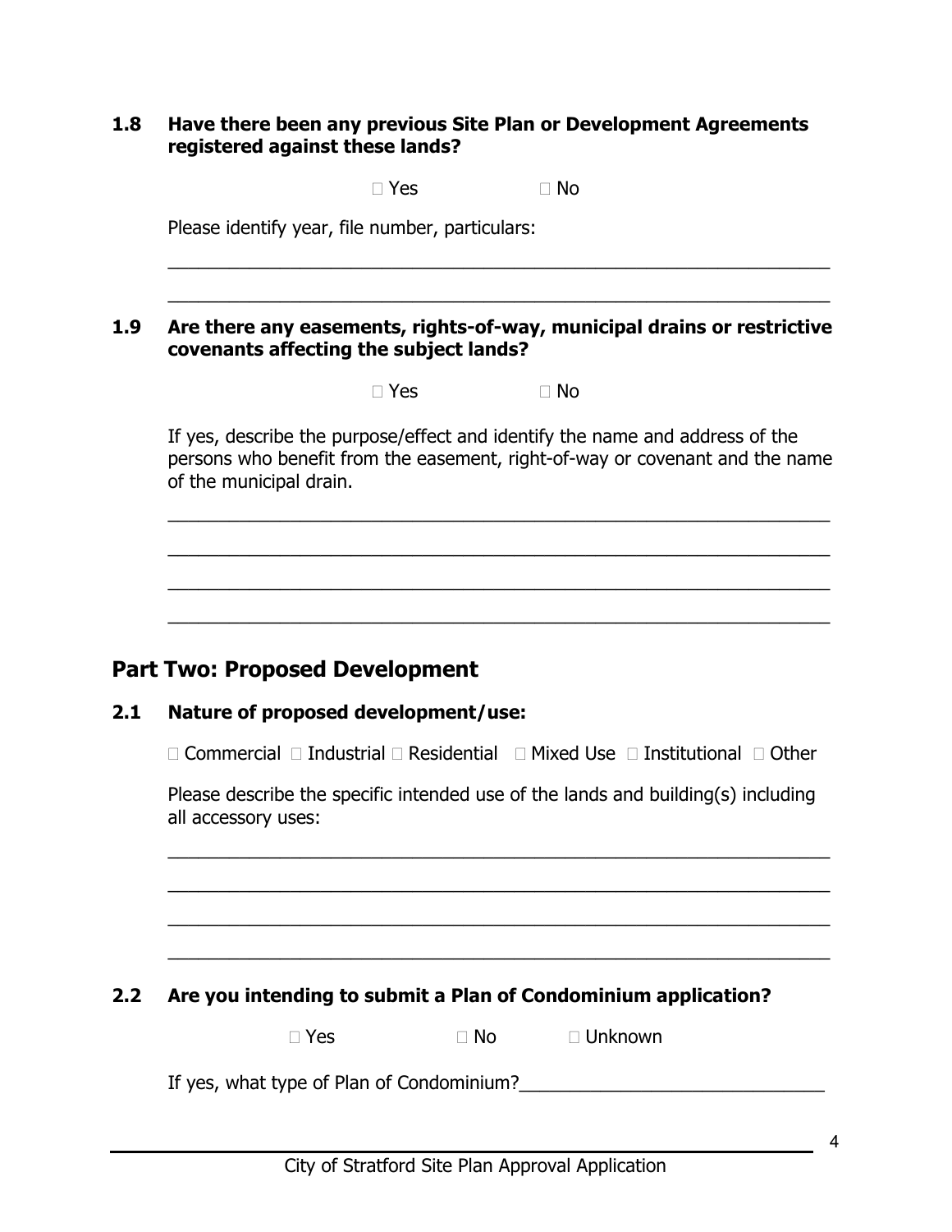**1.8 Have there been any previous Site Plan or Development Agreements registered against these lands?**

☐ Yes ☐ No

Please identify year, file number, particulars:

_______________________________________________________________

_______________________________________________________________

**1.9 Are there any easements, rights-of-way, municipal drains or restrictive covenants affecting the subject lands?**

☐ Yes ☐ No

If yes, describe the purpose/effect and identify the name and address of the persons who benefit from the easement, right-of-way or covenant and the name of the municipal drain.

_______________________________________________________________

_______________________________________________________________

_______________________________________________________________

_______________________________________________________________

## Part Two: Proposed Development

**2.1 Nature of proposed development/use:**

☐ Commercial ☐ Industrial ☐ Residential ☐ Mixed Use ☐ Institutional ☐ Other

Please describe the specific intended use of the lands and building(s) including all accessory uses:

_______________________________________________________________

_______________________________________________________________

_______________________________________________________________

_______________________________________________________________

**2.2 Are you intending to submit a Plan of Condominium application?**

☐ Yes ☐ No ☐ Unknown

If yes, what type of Plan of Condominium?_____________________________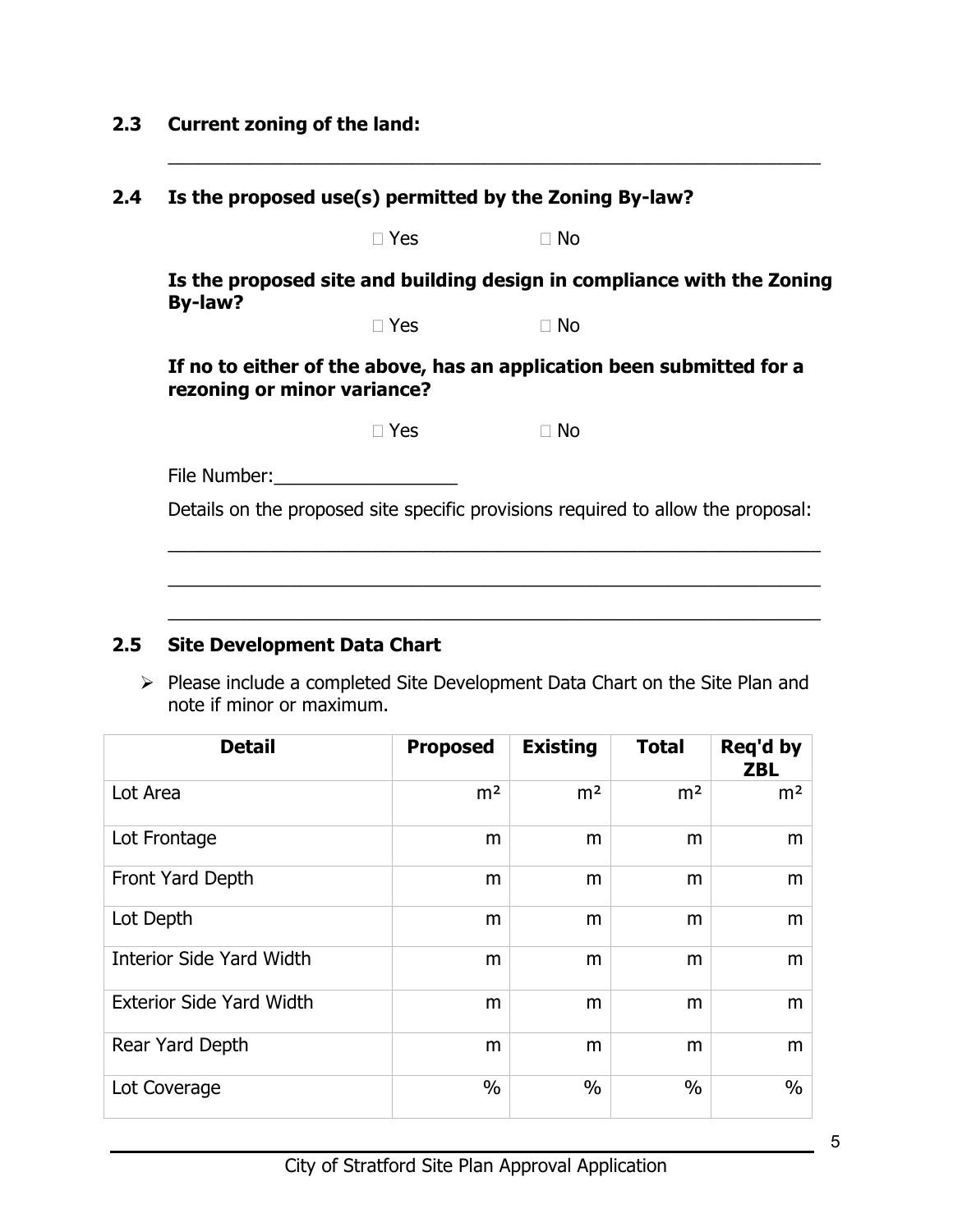### 2.3 Current zoning of the land:

_______________________________________________________________

### 2.4 Is the proposed use(s) permitted by the Zoning By-law?

☐ Yes ☐ No

**Is the proposed site and building design in compliance with the Zoning By-law?**

☐ Yes ☐ No

**If no to either of the above, has an application been submitted for a rezoning or minor variance?**

☐ Yes ☐ No

File Number:__________________

Details on the proposed site specific provisions required to allow the proposal:

_______________________________________________________________

_______________________________________________________________

_______________________________________________________________

### 2.5 Site Development Data Chart

- Please include a completed Site Development Data Chart on the Site Plan and note if minor or maximum.

| Detail | Proposed | Existing | Total | Req'd by ZBL |
|---|---|---|---|---|
| Lot Area | $m^2$ | $m^2$ | $m^2$ | $m^2$ |
| Lot Frontage | m | m | m | m |
| Front Yard Depth | m | m | m | m |
| Lot Depth | m | m | m | m |
| Interior Side Yard Width | m | m | m | m |
| Exterior Side Yard Width | m | m | m | m |
| Rear Yard Depth | m | m | m | m |
| Lot Coverage | % | % | % | % |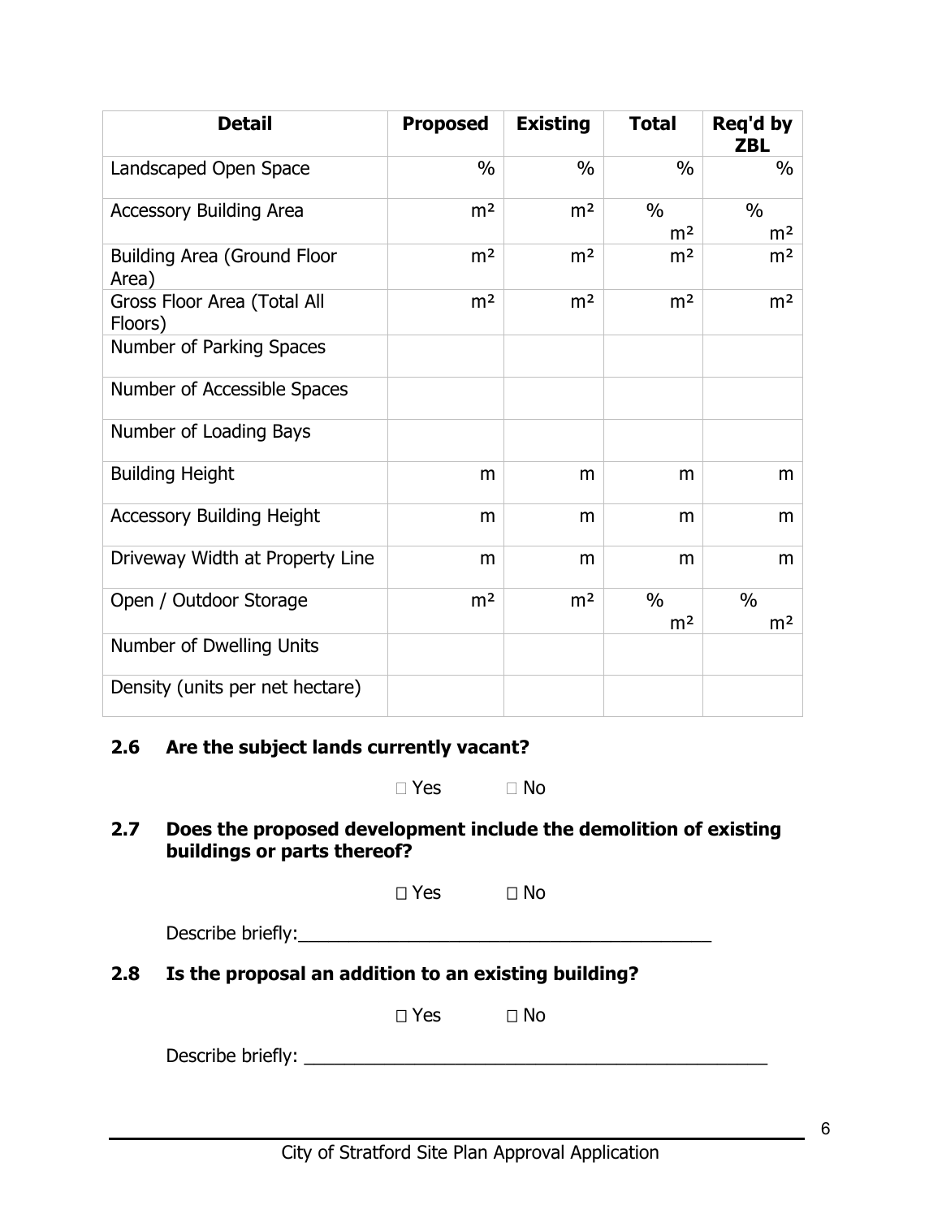| Detail | Proposed | Existing | Total | Req'd by ZBL |
|---|---|---|---|---|
| Landscaped Open Space | % | % | % | % |
| Accessory Building Area | m² | m² | % m² | % m² |
| Building Area (Ground Floor Area) | m² | m² | m² | m² |
| Gross Floor Area (Total All Floors) | m² | m² | m² | m² |
| Number of Parking Spaces | | | | |
| Number of Accessible Spaces | | | | |
| Number of Loading Bays | | | | |
| Building Height | m | m | m | m |
| Accessory Building Height | m | m | m | m |
| Driveway Width at Property Line | m | m | m | m |
| Open / Outdoor Storage | m² | m² | % m² | % m² |
| Number of Dwelling Units | | | | |
| Density (units per net hectare) | | | | |

### 2.6 Are the subject lands currently vacant?

☐ Yes ☐ No

### 2.7 Does the proposed development include the demolition of existing buildings or parts thereof?

☐ Yes ☐ No

Describe briefly:\_\_\_\_\_\_\_\_\_\_\_\_\_\_\_\_\_\_\_\_\_\_\_\_\_\_\_\_\_\_\_\_\_\_\_\_\_\_\_\_

### 2.8 Is the proposal an addition to an existing building?

☐ Yes ☐ No

Describe briefly: \_\_\_\_\_\_\_\_\_\_\_\_\_\_\_\_\_\_\_\_\_\_\_\_\_\_\_\_\_\_\_\_\_\_\_\_\_\_\_\_\_\_\_\_\_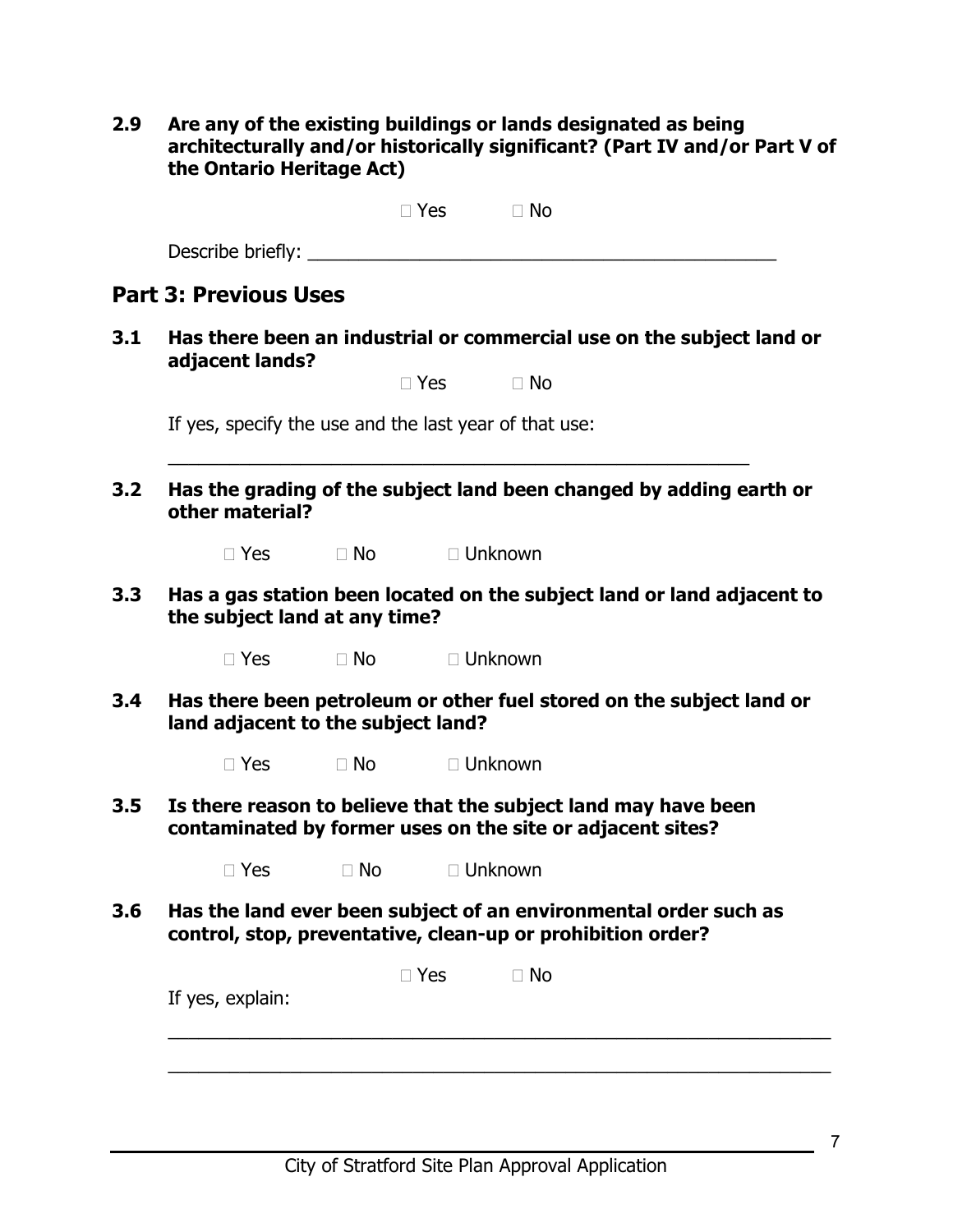**2.9 Are any of the existing buildings or lands designated as being architecturally and/or historically significant? (Part IV and/or Part V of the Ontario Heritage Act)**

☐ Yes ☐ No

Describe briefly: ____________________________________________

## Part 3: Previous Uses

**3.1 Has there been an industrial or commercial use on the subject land or adjacent lands?**

☐ Yes ☐ No

If yes, specify the use and the last year of that use:

____________________________________________

**3.2 Has the grading of the subject land been changed by adding earth or other material?**

☐ Yes ☐ No ☐ Unknown

**3.3 Has a gas station been located on the subject land or land adjacent to the subject land at any time?**

☐ Yes ☐ No ☐ Unknown

**3.4 Has there been petroleum or other fuel stored on the subject land or land adjacent to the subject land?**

☐ Yes ☐ No ☐ Unknown

**3.5 Is there reason to believe that the subject land may have been contaminated by former uses on the site or adjacent sites?**

☐ Yes ☐ No ☐ Unknown

**3.6 Has the land ever been subject of an environmental order such as control, stop, preventative, clean-up or prohibition order?**

☐ Yes ☐ No

If yes, explain:

____________________________________________

____________________________________________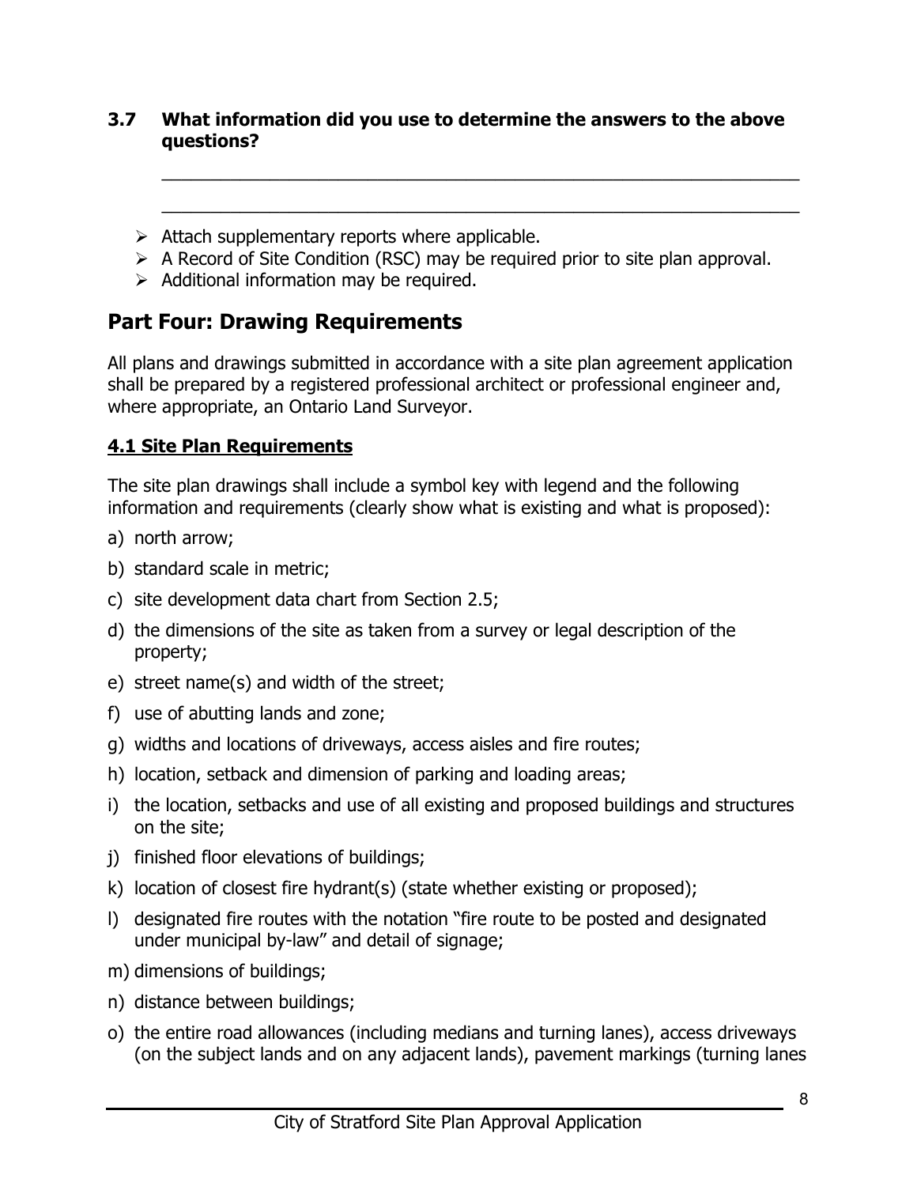**3.7 What information did you use to determine the answers to the above questions?**

\_\_\_\_\_\_\_\_\_\_\_\_\_\_\_\_\_\_\_\_\_\_\_\_\_\_\_\_\_\_\_\_\_\_\_\_\_\_\_\_\_\_\_\_\_\_\_\_\_\_\_\_\_\_\_\_\_\_\_\_\_\_\_\_

\_\_\_\_\_\_\_\_\_\_\_\_\_\_\_\_\_\_\_\_\_\_\_\_\_\_\_\_\_\_\_\_\_\_\_\_\_\_\_\_\_\_\_\_\_\_\_\_\_\_\_\_\_\_\_\_\_\_\_\_\_\_\_\_

- Attach supplementary reports where applicable.
- A Record of Site Condition (RSC) may be required prior to site plan approval.
- Additional information may be required.

## Part Four: Drawing Requirements

All plans and drawings submitted in accordance with a site plan agreement application shall be prepared by a registered professional architect or professional engineer and, where appropriate, an Ontario Land Surveyor.

### 4.1 Site Plan Requirements

The site plan drawings shall include a symbol key with legend and the following information and requirements (clearly show what is existing and what is proposed):

a) north arrow;

b) standard scale in metric;

c) site development data chart from Section 2.5;

d) the dimensions of the site as taken from a survey or legal description of the property;

e) street name(s) and width of the street;

f) use of abutting lands and zone;

g) widths and locations of driveways, access aisles and fire routes;

h) location, setback and dimension of parking and loading areas;

i) the location, setbacks and use of all existing and proposed buildings and structures on the site;

j) finished floor elevations of buildings;

k) location of closest fire hydrant(s) (state whether existing or proposed);

l) designated fire routes with the notation "fire route to be posted and designated under municipal by-law" and detail of signage;

m) dimensions of buildings;

n) distance between buildings;

o) the entire road allowances (including medians and turning lanes), access driveways (on the subject lands and on any adjacent lands), pavement markings (turning lanes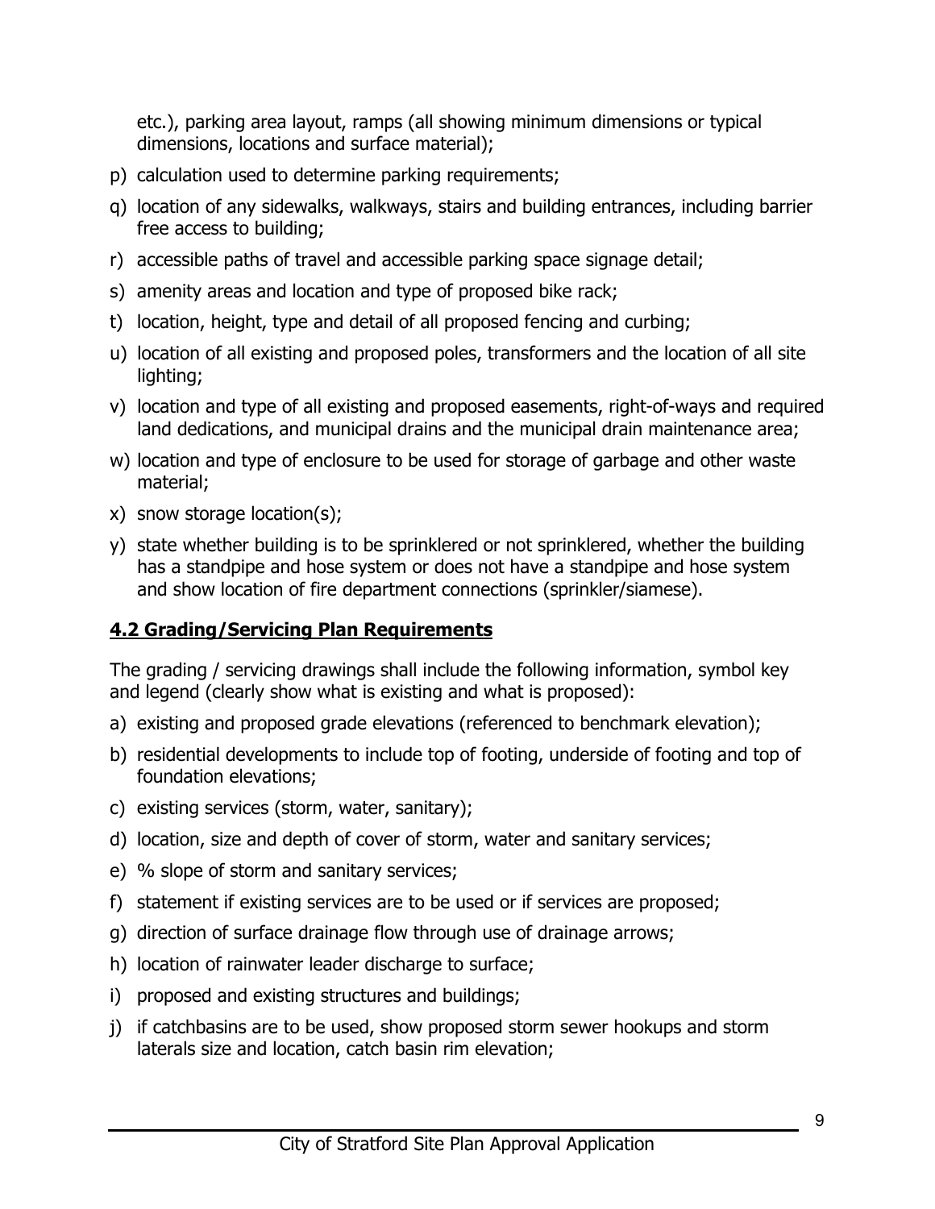etc.), parking area layout, ramps (all showing minimum dimensions or typical dimensions, locations and surface material);

p) calculation used to determine parking requirements;

q) location of any sidewalks, walkways, stairs and building entrances, including barrier free access to building;

r) accessible paths of travel and accessible parking space signage detail;

s) amenity areas and location and type of proposed bike rack;

t) location, height, type and detail of all proposed fencing and curbing;

u) location of all existing and proposed poles, transformers and the location of all site lighting;

v) location and type of all existing and proposed easements, right-of-ways and required land dedications, and municipal drains and the municipal drain maintenance area;

w) location and type of enclosure to be used for storage of garbage and other waste material;

x) snow storage location(s);

y) state whether building is to be sprinklered or not sprinklered, whether the building has a standpipe and hose system or does not have a standpipe and hose system and show location of fire department connections (sprinkler/siamese).

## 4.2 Grading/Servicing Plan Requirements

The grading / servicing drawings shall include the following information, symbol key and legend (clearly show what is existing and what is proposed):

a) existing and proposed grade elevations (referenced to benchmark elevation);

b) residential developments to include top of footing, underside of footing and top of foundation elevations;

c) existing services (storm, water, sanitary);

d) location, size and depth of cover of storm, water and sanitary services;

e) % slope of storm and sanitary services;

f) statement if existing services are to be used or if services are proposed;

g) direction of surface drainage flow through use of drainage arrows;

h) location of rainwater leader discharge to surface;

i) proposed and existing structures and buildings;

j) if catchbasins are to be used, show proposed storm sewer hookups and storm laterals size and location, catch basin rim elevation;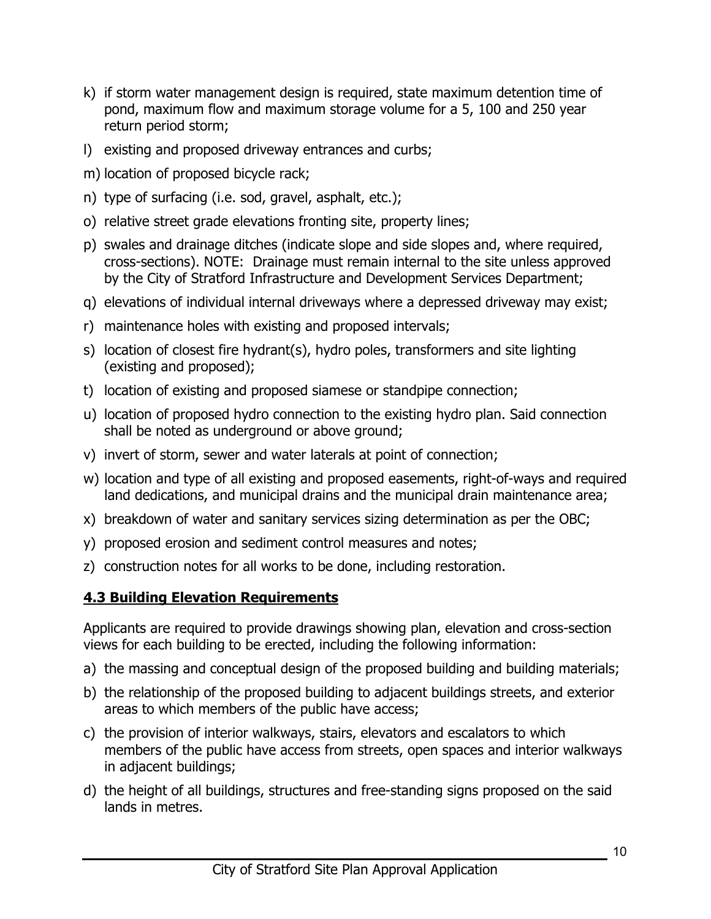k) if storm water management design is required, state maximum detention time of pond, maximum flow and maximum storage volume for a 5, 100 and 250 year return period storm;

l) existing and proposed driveway entrances and curbs;

m) location of proposed bicycle rack;

n) type of surfacing (i.e. sod, gravel, asphalt, etc.);

o) relative street grade elevations fronting site, property lines;

p) swales and drainage ditches (indicate slope and side slopes and, where required, cross-sections). NOTE: Drainage must remain internal to the site unless approved by the City of Stratford Infrastructure and Development Services Department;

q) elevations of individual internal driveways where a depressed driveway may exist;

r) maintenance holes with existing and proposed intervals;

s) location of closest fire hydrant(s), hydro poles, transformers and site lighting (existing and proposed);

t) location of existing and proposed siamese or standpipe connection;

u) location of proposed hydro connection to the existing hydro plan. Said connection shall be noted as underground or above ground;

v) invert of storm, sewer and water laterals at point of connection;

w) location and type of all existing and proposed easements, right-of-ways and required land dedications, and municipal drains and the municipal drain maintenance area;

x) breakdown of water and sanitary services sizing determination as per the OBC;

y) proposed erosion and sediment control measures and notes;

z) construction notes for all works to be done, including restoration.

## **4.3 Building Elevation Requirements**

Applicants are required to provide drawings showing plan, elevation and cross-section views for each building to be erected, including the following information:

a) the massing and conceptual design of the proposed building and building materials;

b) the relationship of the proposed building to adjacent buildings streets, and exterior areas to which members of the public have access;

c) the provision of interior walkways, stairs, elevators and escalators to which members of the public have access from streets, open spaces and interior walkways in adjacent buildings;

d) the height of all buildings, structures and free-standing signs proposed on the said lands in metres.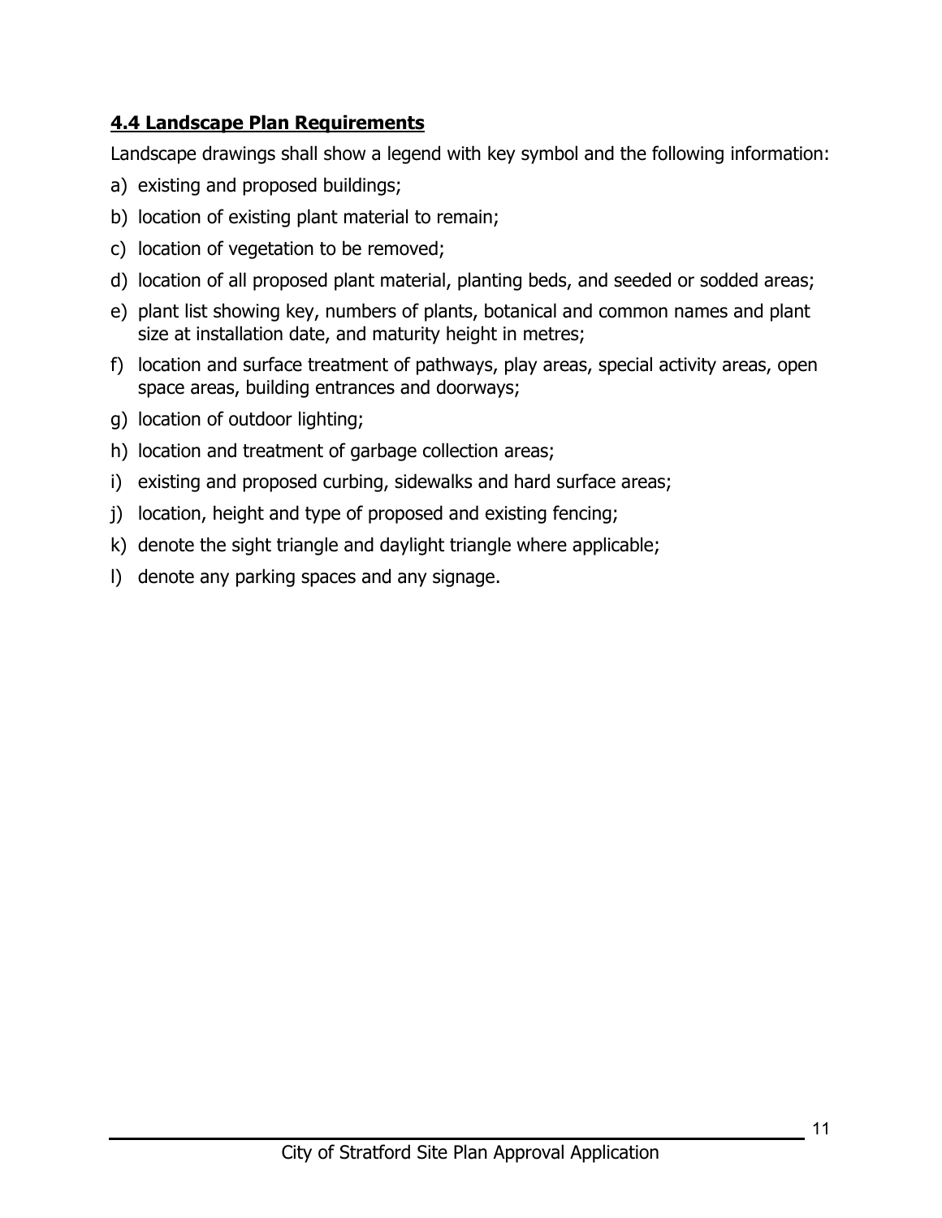## 4.4 Landscape Plan Requirements

Landscape drawings shall show a legend with key symbol and the following information:

a) existing and proposed buildings;
b) location of existing plant material to remain;
c) location of vegetation to be removed;
d) location of all proposed plant material, planting beds, and seeded or sodded areas;
e) plant list showing key, numbers of plants, botanical and common names and plant size at installation date, and maturity height in metres;
f) location and surface treatment of pathways, play areas, special activity areas, open space areas, building entrances and doorways;
g) location of outdoor lighting;
h) location and treatment of garbage collection areas;
i) existing and proposed curbing, sidewalks and hard surface areas;
j) location, height and type of proposed and existing fencing;
k) denote the sight triangle and daylight triangle where applicable;
l) denote any parking spaces and any signage.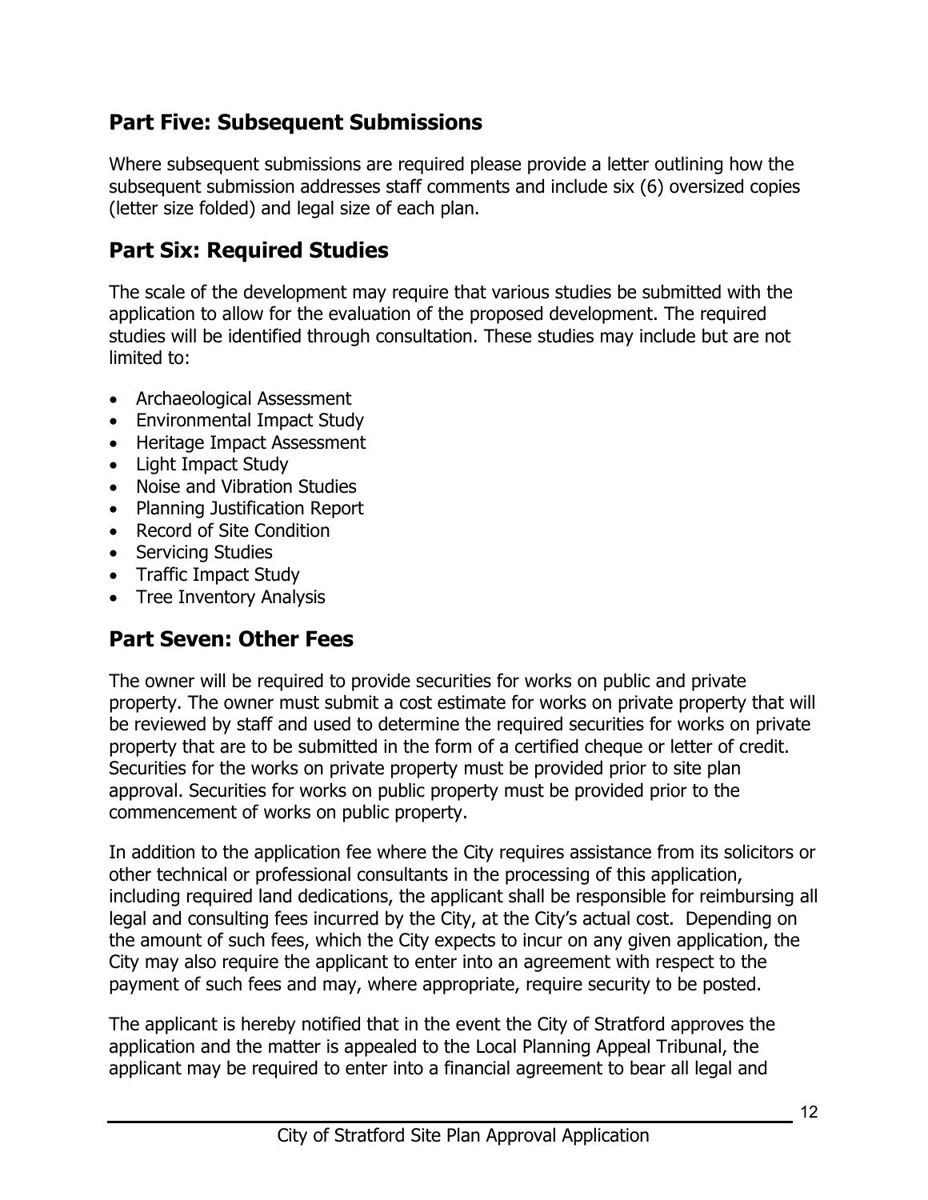## Part Five: Subsequent Submissions

Where subsequent submissions are required please provide a letter outlining how the subsequent submission addresses staff comments and include six (6) oversized copies (letter size folded) and legal size of each plan.

## Part Six: Required Studies

The scale of the development may require that various studies be submitted with the application to allow for the evaluation of the proposed development. The required studies will be identified through consultation. These studies may include but are not limited to:

- Archaeological Assessment
- Environmental Impact Study
- Heritage Impact Assessment
- Light Impact Study
- Noise and Vibration Studies
- Planning Justification Report
- Record of Site Condition
- Servicing Studies
- Traffic Impact Study
- Tree Inventory Analysis

## Part Seven: Other Fees

The owner will be required to provide securities for works on public and private property. The owner must submit a cost estimate for works on private property that will be reviewed by staff and used to determine the required securities for works on private property that are to be submitted in the form of a certified cheque or letter of credit. Securities for the works on private property must be provided prior to site plan approval. Securities for works on public property must be provided prior to the commencement of works on public property.

In addition to the application fee where the City requires assistance from its solicitors or other technical or professional consultants in the processing of this application, including required land dedications, the applicant shall be responsible for reimbursing all legal and consulting fees incurred by the City, at the City's actual cost. Depending on the amount of such fees, which the City expects to incur on any given application, the City may also require the applicant to enter into an agreement with respect to the payment of such fees and may, where appropriate, require security to be posted.

The applicant is hereby notified that in the event the City of Stratford approves the application and the matter is appealed to the Local Planning Appeal Tribunal, the applicant may be required to enter into a financial agreement to bear all legal and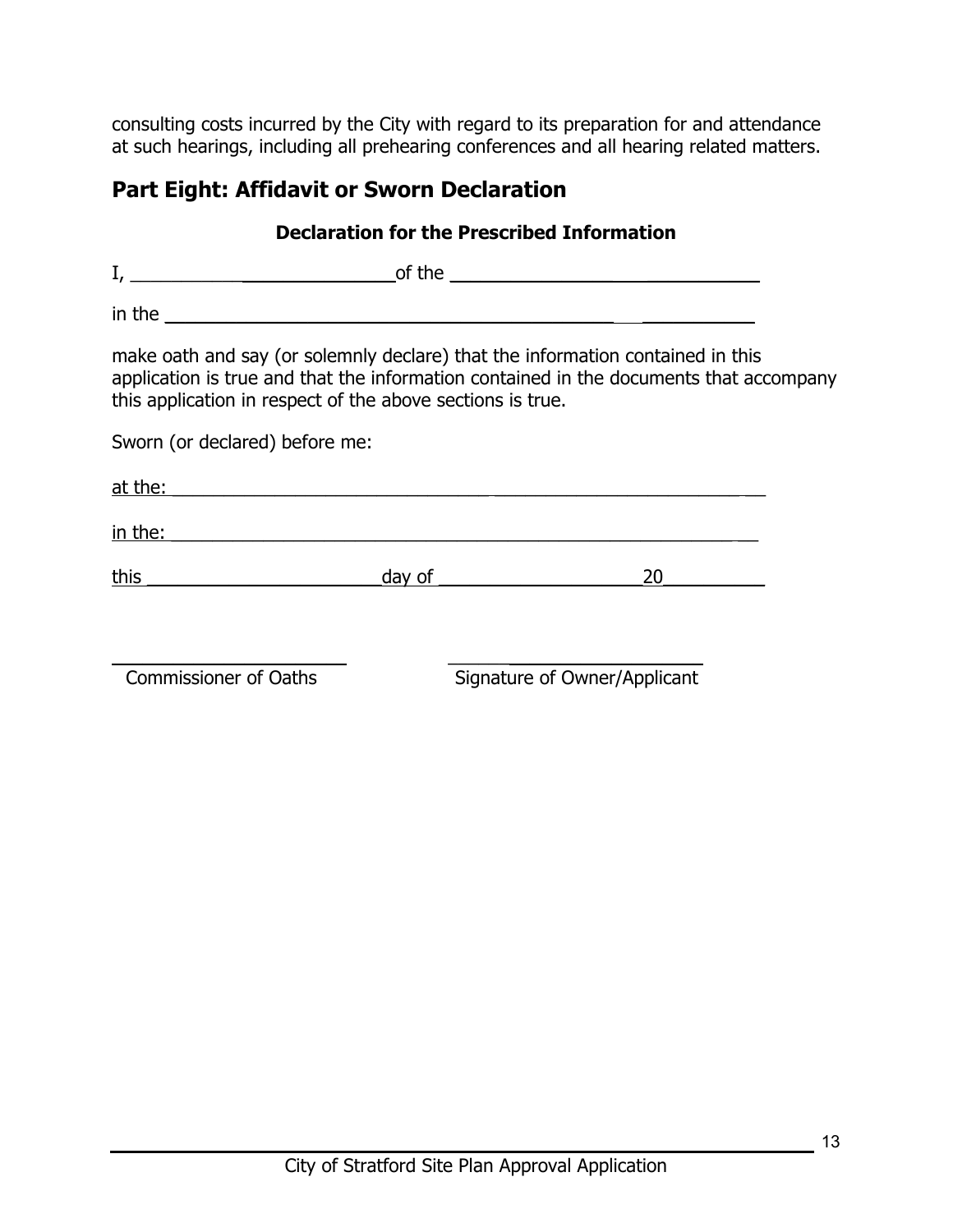consulting costs incurred by the City with regard to its preparation for and attendance at such hearings, including all prehearing conferences and all hearing related matters.

## Part Eight: Affidavit or Sworn Declaration

### Declaration for the Prescribed Information

I, ______________________________ of the ______________________________

in the ______________________________________________________

make oath and say (or solemnly declare) that the information contained in this application is true and that the information contained in the documents that accompany this application in respect of the above sections is true.

Sworn (or declared) before me:

at the: ______________________________________________________

in the: ______________________________________________________

this ______________________ day of ____________________ 20__________

______________________ Commissioner of Oaths

______________________ Signature of Owner/Applicant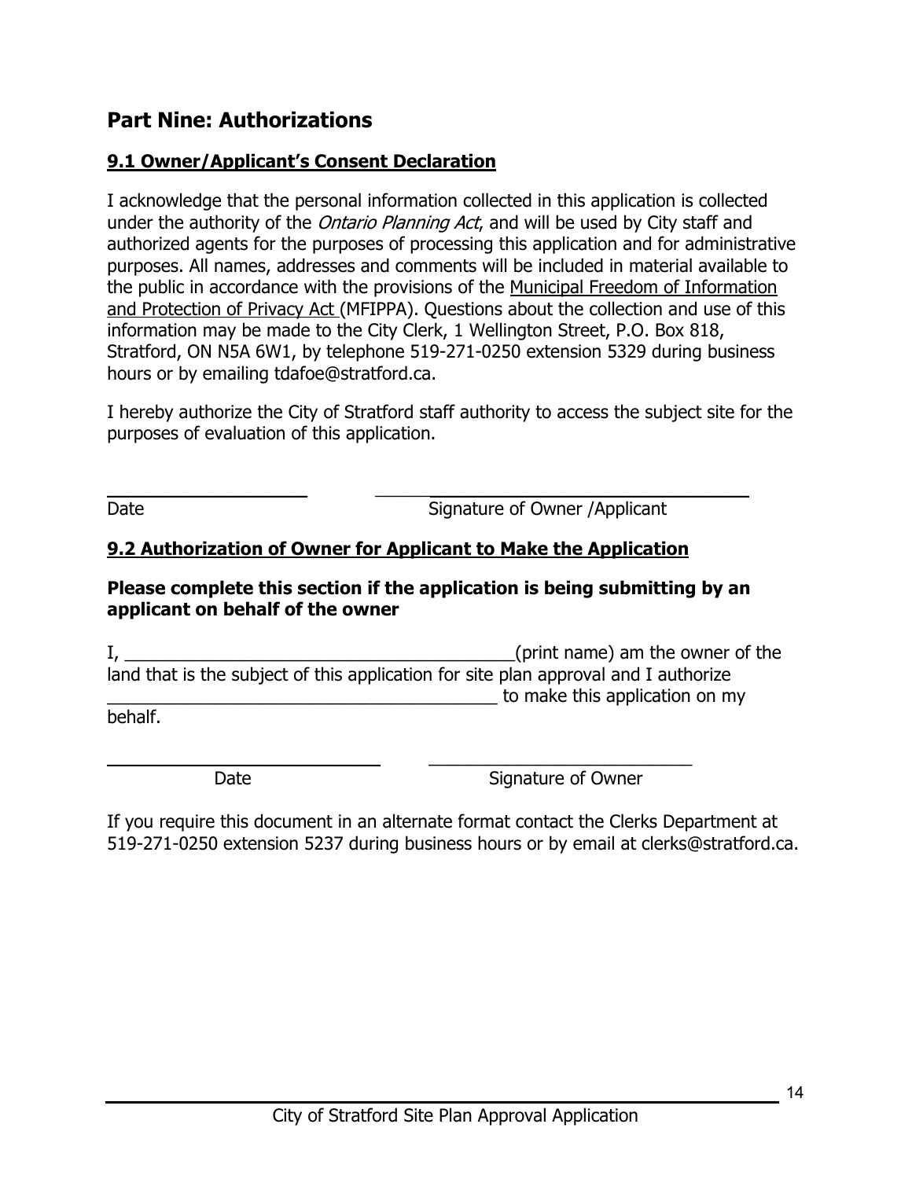## Part Nine: Authorizations

### 9.1 Owner/Applicant's Consent Declaration

I acknowledge that the personal information collected in this application is collected under the authority of the *Ontario Planning Act*, and will be used by City staff and authorized agents for the purposes of processing this application and for administrative purposes. All names, addresses and comments will be included in material available to the public in accordance with the provisions of the Municipal Freedom of Information and Protection of Privacy Act (MFIPPA). Questions about the collection and use of this information may be made to the City Clerk, 1 Wellington Street, P.O. Box 818, Stratford, ON N5A 6W1, by telephone 519-271-0250 extension 5329 during business hours or by emailing tdafoe@stratford.ca.

I hereby authorize the City of Stratford staff authority to access the subject site for the purposes of evaluation of this application.

____________________ ______________________________________

Date Signature of Owner /Applicant

### 9.2 Authorization of Owner for Applicant to Make the Application

**Please complete this section if the application is being submitting by an applicant on behalf of the owner**

I, _________________________________________(print name) am the owner of the land that is the subject of this application for site plan approval and I authorize __________________________________________ to make this application on my behalf.

___________________________ ___________________________

Date Signature of Owner

If you require this document in an alternate format contact the Clerks Department at 519-271-0250 extension 5237 during business hours or by email at clerks@stratford.ca.